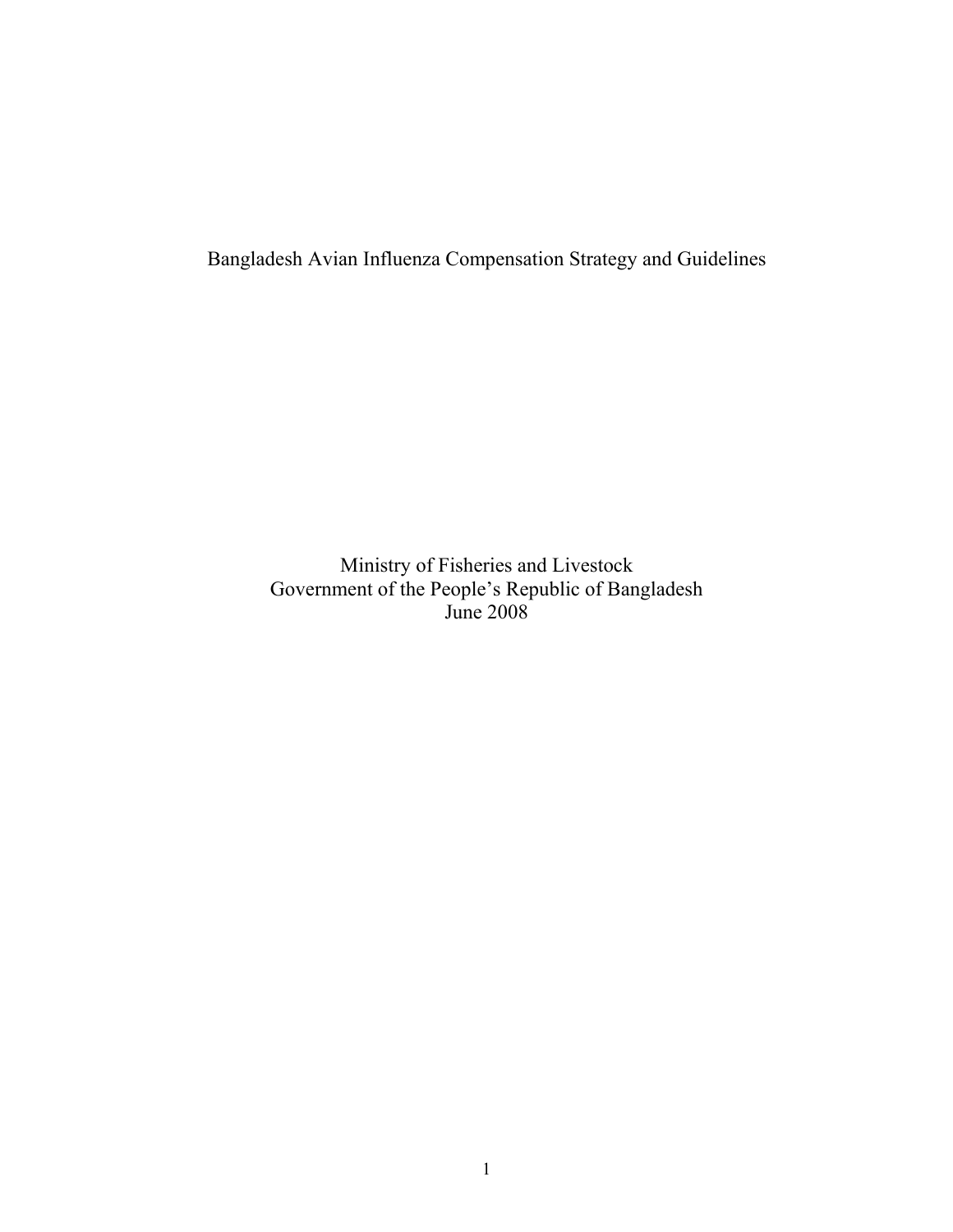# Bangladesh Avian Influenza Compensation Strategy and Guidelines

Ministry of Fisheries and Livestock
Government of the People's Republic of Bangladesh
June 2008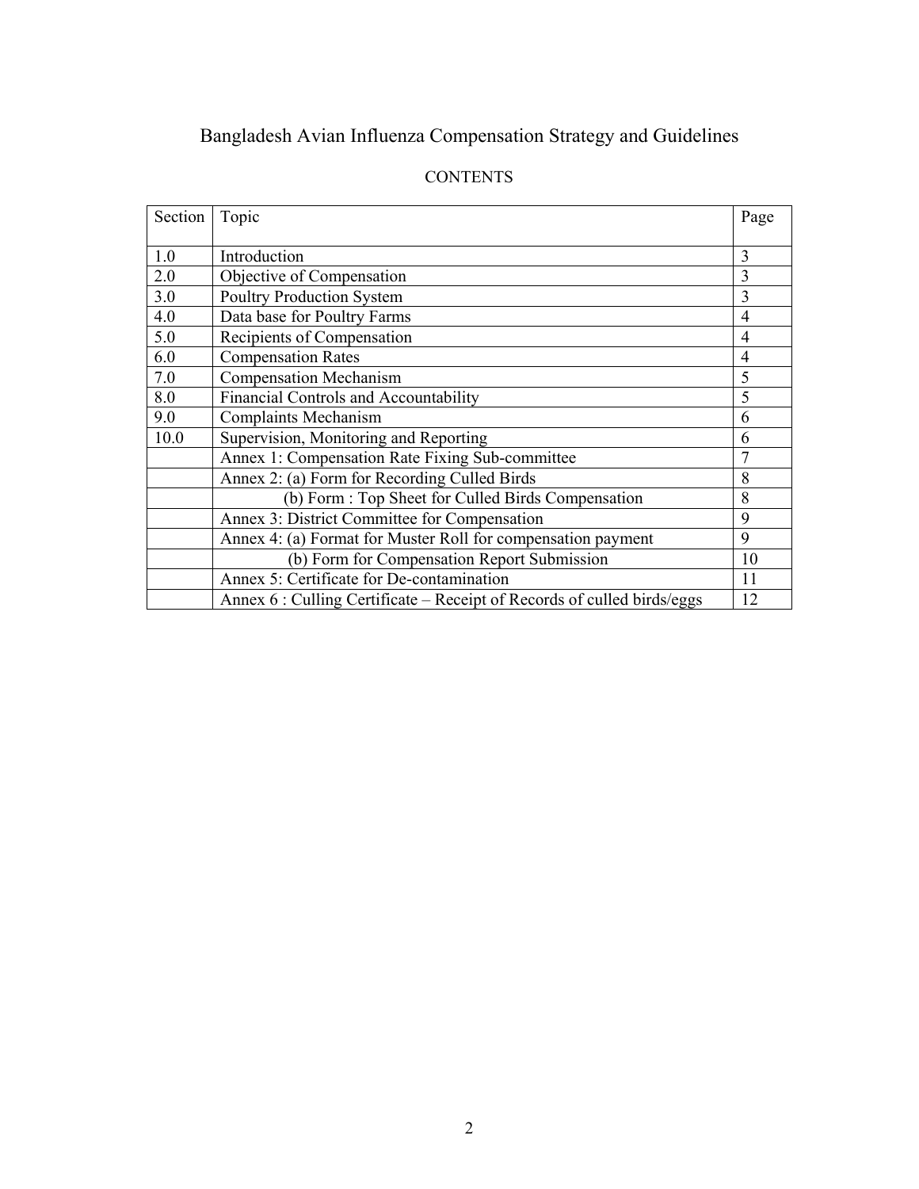# Bangladesh Avian Influenza Compensation Strategy and Guidelines

## CONTENTS

| Section | Topic | Page |
|---|---|---|
| 1.0 | Introduction | 3 |
| 2.0 | Objective of Compensation | 3 |
| 3.0 | Poultry Production System | 3 |
| 4.0 | Data base for Poultry Farms | 4 |
| 5.0 | Recipients of Compensation | 4 |
| 6.0 | Compensation Rates | 4 |
| 7.0 | Compensation Mechanism | 5 |
| 8.0 | Financial Controls and Accountability | 5 |
| 9.0 | Complaints Mechanism | 6 |
| 10.0 | Supervision, Monitoring and Reporting | 6 |
| | Annex 1: Compensation Rate Fixing Sub-committee | 7 |
| | Annex 2: (a) Form for Recording Culled Birds | 8 |
| | (b) Form : Top Sheet for Culled Birds Compensation | 8 |
| | Annex 3: District Committee for Compensation | 9 |
| | Annex 4: (a) Format for Muster Roll for compensation payment | 9 |
| | (b) Form for Compensation Report Submission | 10 |
| | Annex 5: Certificate for De-contamination | 11 |
| | Annex 6 : Culling Certificate – Receipt of Records of culled birds/eggs | 12 |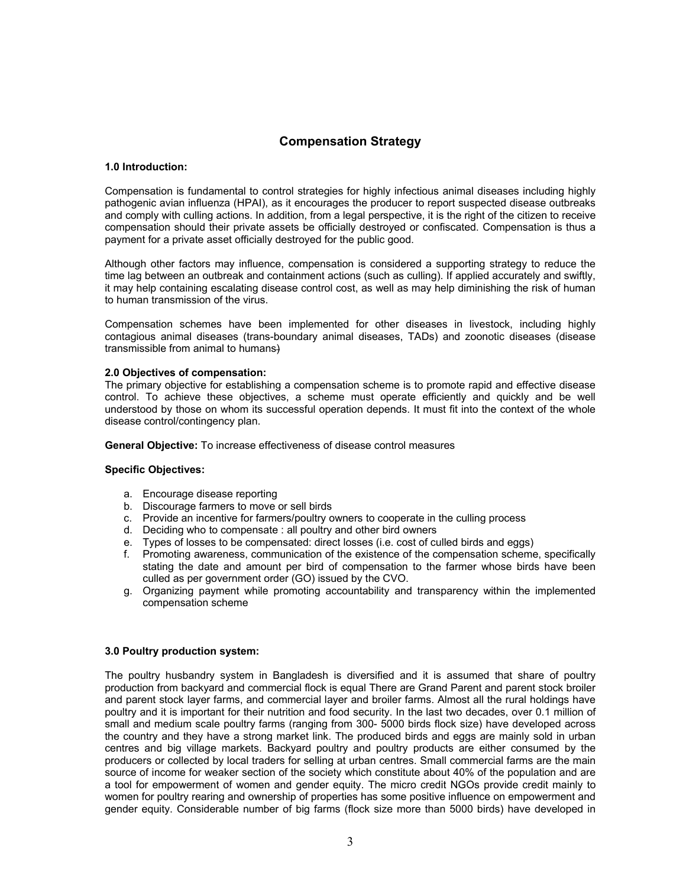# Compensation Strategy

### 1.0 Introduction:

Compensation is fundamental to control strategies for highly infectious animal diseases including highly pathogenic avian influenza (HPAI), as it encourages the producer to report suspected disease outbreaks and comply with culling actions. In addition, from a legal perspective, it is the right of the citizen to receive compensation should their private assets be officially destroyed or confiscated. Compensation is thus a payment for a private asset officially destroyed for the public good.

Although other factors may influence, compensation is considered a supporting strategy to reduce the time lag between an outbreak and containment actions (such as culling). If applied accurately and swiftly, it may help containing escalating disease control cost, as well as may help diminishing the risk of human to human transmission of the virus.

Compensation schemes have been implemented for other diseases in livestock, including highly contagious animal diseases (trans-boundary animal diseases, TADs) and zoonotic diseases (disease transmissible from animal to humans)

### 2.0 Objectives of compensation:

The primary objective for establishing a compensation scheme is to promote rapid and effective disease control. To achieve these objectives, a scheme must operate efficiently and quickly and be well understood by those on whom its successful operation depends. It must fit into the context of the whole disease control/contingency plan.

**General Objective:** To increase effectiveness of disease control measures

**Specific Objectives:**

a. Encourage disease reporting
b. Discourage farmers to move or sell birds
c. Provide an incentive for farmers/poultry owners to cooperate in the culling process
d. Deciding who to compensate : all poultry and other bird owners
e. Types of losses to be compensated: direct losses (i.e. cost of culled birds and eggs)
f. Promoting awareness, communication of the existence of the compensation scheme, specifically stating the date and amount per bird of compensation to the farmer whose birds have been culled as per government order (GO) issued by the CVO.
g. Organizing payment while promoting accountability and transparency within the implemented compensation scheme

### 3.0 Poultry production system:

The poultry husbandry system in Bangladesh is diversified and it is assumed that share of poultry production from backyard and commercial flock is equal There are Grand Parent and parent stock broiler and parent stock layer farms, and commercial layer and broiler farms. Almost all the rural holdings have poultry and it is important for their nutrition and food security. In the last two decades, over 0.1 million of small and medium scale poultry farms (ranging from 300- 5000 birds flock size) have developed across the country and they have a strong market link. The produced birds and eggs are mainly sold in urban centres and big village markets. Backyard poultry and poultry products are either consumed by the producers or collected by local traders for selling at urban centres. Small commercial farms are the main source of income for weaker section of the society which constitute about 40% of the population and are a tool for empowerment of women and gender equity. The micro credit NGOs provide credit mainly to women for poultry rearing and ownership of properties has some positive influence on empowerment and gender equity. Considerable number of big farms (flock size more than 5000 birds) have developed in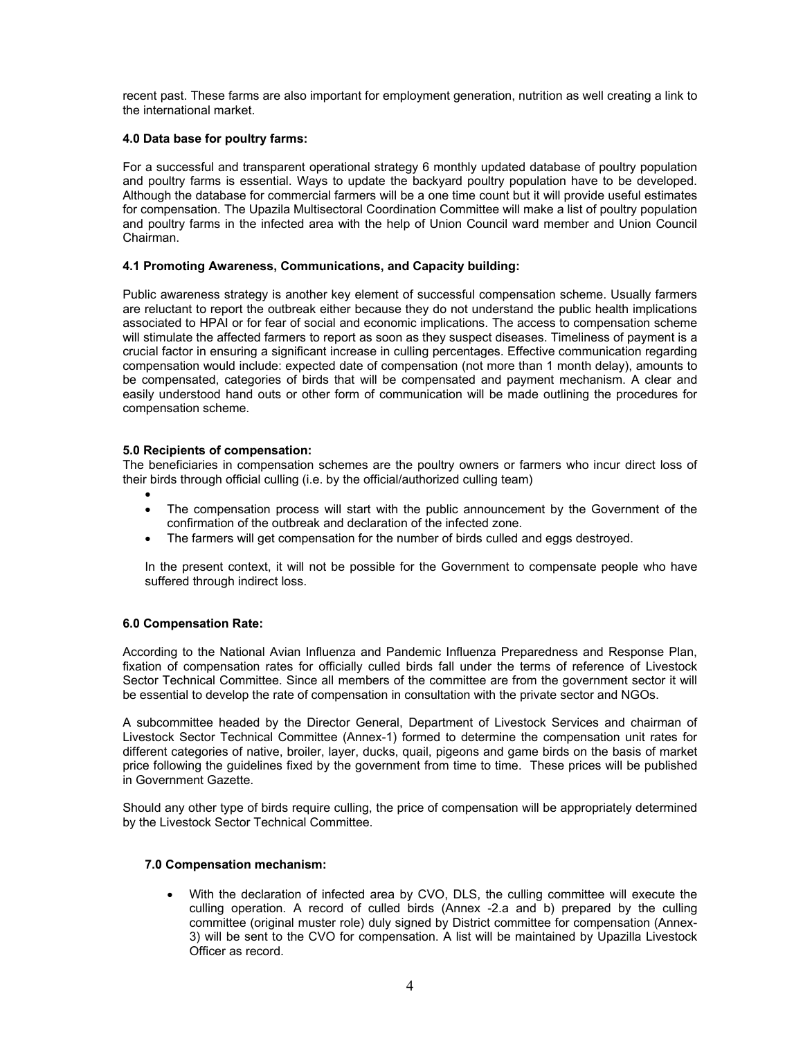recent past. These farms are also important for employment generation, nutrition as well creating a link to the international market.

### 4.0 Data base for poultry farms:

For a successful and transparent operational strategy 6 monthly updated database of poultry population and poultry farms is essential. Ways to update the backyard poultry population have to be developed. Although the database for commercial farmers will be a one time count but it will provide useful estimates for compensation. The Upazila Multisectoral Coordination Committee will make a list of poultry population and poultry farms in the infected area with the help of Union Council ward member and Union Council Chairman.

### 4.1 Promoting Awareness, Communications, and Capacity building:

Public awareness strategy is another key element of successful compensation scheme. Usually farmers are reluctant to report the outbreak either because they do not understand the public health implications associated to HPAI or for fear of social and economic implications. The access to compensation scheme will stimulate the affected farmers to report as soon as they suspect diseases. Timeliness of payment is a crucial factor in ensuring a significant increase in culling percentages. Effective communication regarding compensation would include: expected date of compensation (not more than 1 month delay), amounts to be compensated, categories of birds that will be compensated and payment mechanism. A clear and easily understood hand outs or other form of communication will be made outlining the procedures for compensation scheme.

### 5.0 Recipients of compensation:

The beneficiaries in compensation schemes are the poultry owners or farmers who incur direct loss of their birds through official culling (i.e. by the official/authorized culling team)

- The compensation process will start with the public announcement by the Government of the confirmation of the outbreak and declaration of the infected zone.
- The farmers will get compensation for the number of birds culled and eggs destroyed.

In the present context, it will not be possible for the Government to compensate people who have suffered through indirect loss.

### 6.0 Compensation Rate:

According to the National Avian Influenza and Pandemic Influenza Preparedness and Response Plan, fixation of compensation rates for officially culled birds fall under the terms of reference of Livestock Sector Technical Committee. Since all members of the committee are from the government sector it will be essential to develop the rate of compensation in consultation with the private sector and NGOs.

A subcommittee headed by the Director General, Department of Livestock Services and chairman of Livestock Sector Technical Committee (Annex-1) formed to determine the compensation unit rates for different categories of native, broiler, layer, ducks, quail, pigeons and game birds on the basis of market price following the guidelines fixed by the government from time to time. These prices will be published in Government Gazette.

Should any other type of birds require culling, the price of compensation will be appropriately determined by the Livestock Sector Technical Committee.

### 7.0 Compensation mechanism:

- With the declaration of infected area by CVO, DLS, the culling committee will execute the culling operation. A record of culled birds (Annex -2.a and b) prepared by the culling committee (original muster role) duly signed by District committee for compensation (Annex-3) will be sent to the CVO for compensation. A list will be maintained by Upazilla Livestock Officer as record.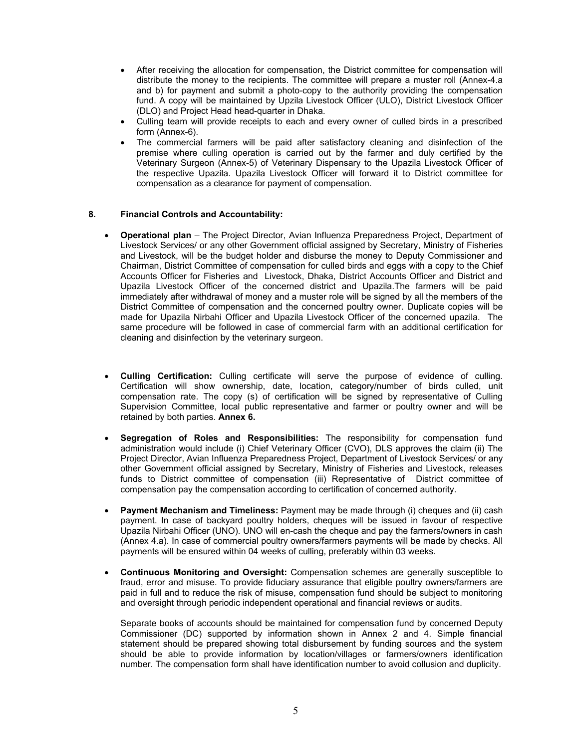- After receiving the allocation for compensation, the District committee for compensation will distribute the money to the recipients. The committee will prepare a muster roll (Annex-4.a and b) for payment and submit a photo-copy to the authority providing the compensation fund. A copy will be maintained by Upzila Livestock Officer (ULO), District Livestock Officer (DLO) and Project Head head-quarter in Dhaka.
- Culling team will provide receipts to each and every owner of culled birds in a prescribed form (Annex-6).
- The commercial farmers will be paid after satisfactory cleaning and disinfection of the premise where culling operation is carried out by the farmer and duly certified by the Veterinary Surgeon (Annex-5) of Veterinary Dispensary to the Upazila Livestock Officer of the respective Upazila. Upazila Livestock Officer will forward it to District committee for compensation as a clearance for payment of compensation.

## 8. Financial Controls and Accountability:

- **Operational plan** – The Project Director, Avian Influenza Preparedness Project, Department of Livestock Services/ or any other Government official assigned by Secretary, Ministry of Fisheries and Livestock, will be the budget holder and disburse the money to Deputy Commissioner and Chairman, District Committee of compensation for culled birds and eggs with a copy to the Chief Accounts Officer for Fisheries and Livestock, Dhaka, District Accounts Officer and District and Upazila Livestock Officer of the concerned district and Upazila.The farmers will be paid immediately after withdrawal of money and a muster role will be signed by all the members of the District Committee of compensation and the concerned poultry owner. Duplicate copies will be made for Upazila Nirbahi Officer and Upazila Livestock Officer of the concerned upazila. The same procedure will be followed in case of commercial farm with an additional certification for cleaning and disinfection by the veterinary surgeon.

- **Culling Certification:** Culling certificate will serve the purpose of evidence of culling. Certification will show ownership, date, location, category/number of birds culled, unit compensation rate. The copy (s) of certification will be signed by representative of Culling Supervision Committee, local public representative and farmer or poultry owner and will be retained by both parties. **Annex 6.**

- **Segregation of Roles and Responsibilities:** The responsibility for compensation fund administration would include (i) Chief Veterinary Officer (CVO), DLS approves the claim (ii) The Project Director, Avian Influenza Preparedness Project, Department of Livestock Services/ or any other Government official assigned by Secretary, Ministry of Fisheries and Livestock, releases funds to District committee of compensation (iii) Representative of District committee of compensation pay the compensation according to certification of concerned authority.

- **Payment Mechanism and Timeliness:** Payment may be made through (i) cheques and (ii) cash payment. In case of backyard poultry holders, cheques will be issued in favour of respective Upazila Nirbahi Officer (UNO). UNO will en-cash the cheque and pay the farmers/owners in cash (Annex 4.a). In case of commercial poultry owners/farmers payments will be made by checks. All payments will be ensured within 04 weeks of culling, preferably within 03 weeks.

- **Continuous Monitoring and Oversight:** Compensation schemes are generally susceptible to fraud, error and misuse. To provide fiduciary assurance that eligible poultry owners/farmers are paid in full and to reduce the risk of misuse, compensation fund should be subject to monitoring and oversight through periodic independent operational and financial reviews or audits.

  Separate books of accounts should be maintained for compensation fund by concerned Deputy Commissioner (DC) supported by information shown in Annex 2 and 4. Simple financial statement should be prepared showing total disbursement by funding sources and the system should be able to provide information by location/villages or farmers/owners identification number. The compensation form shall have identification number to avoid collusion and duplicity.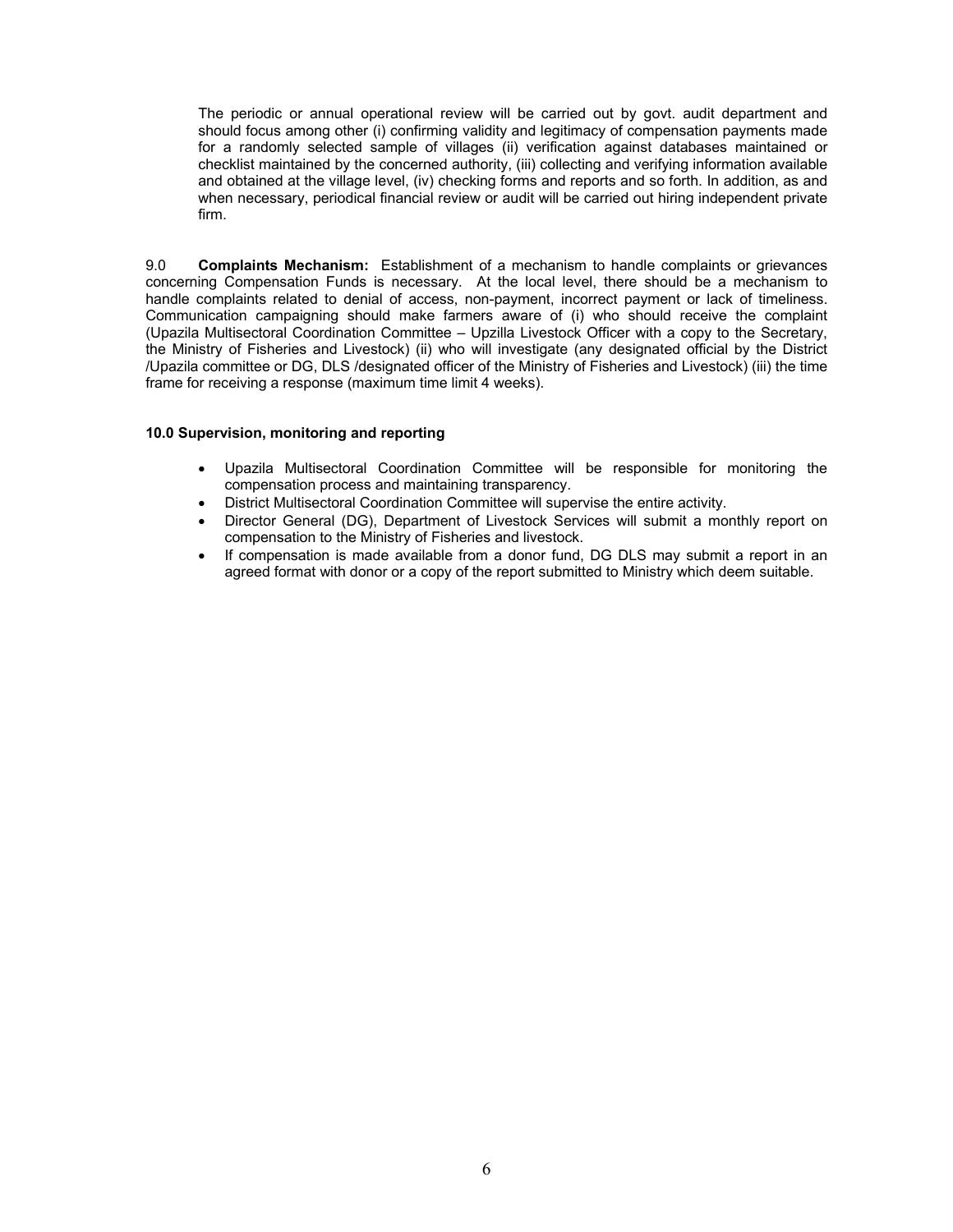The periodic or annual operational review will be carried out by govt. audit department and should focus among other (i) confirming validity and legitimacy of compensation payments made for a randomly selected sample of villages (ii) verification against databases maintained or checklist maintained by the concerned authority, (iii) collecting and verifying information available and obtained at the village level, (iv) checking forms and reports and so forth. In addition, as and when necessary, periodical financial review or audit will be carried out hiring independent private firm.

9.0 **Complaints Mechanism:** Establishment of a mechanism to handle complaints or grievances concerning Compensation Funds is necessary. At the local level, there should be a mechanism to handle complaints related to denial of access, non-payment, incorrect payment or lack of timeliness. Communication campaigning should make farmers aware of (i) who should receive the complaint (Upazila Multisectoral Coordination Committee – Upzilla Livestock Officer with a copy to the Secretary, the Ministry of Fisheries and Livestock) (ii) who will investigate (any designated official by the District /Upazila committee or DG, DLS /designated officer of the Ministry of Fisheries and Livestock) (iii) the time frame for receiving a response (maximum time limit 4 weeks).

**10.0 Supervision, monitoring and reporting**

- Upazila Multisectoral Coordination Committee will be responsible for monitoring the compensation process and maintaining transparency.
- District Multisectoral Coordination Committee will supervise the entire activity.
- Director General (DG), Department of Livestock Services will submit a monthly report on compensation to the Ministry of Fisheries and livestock.
- If compensation is made available from a donor fund, DG DLS may submit a report in an agreed format with donor or a copy of the report submitted to Ministry which deem suitable.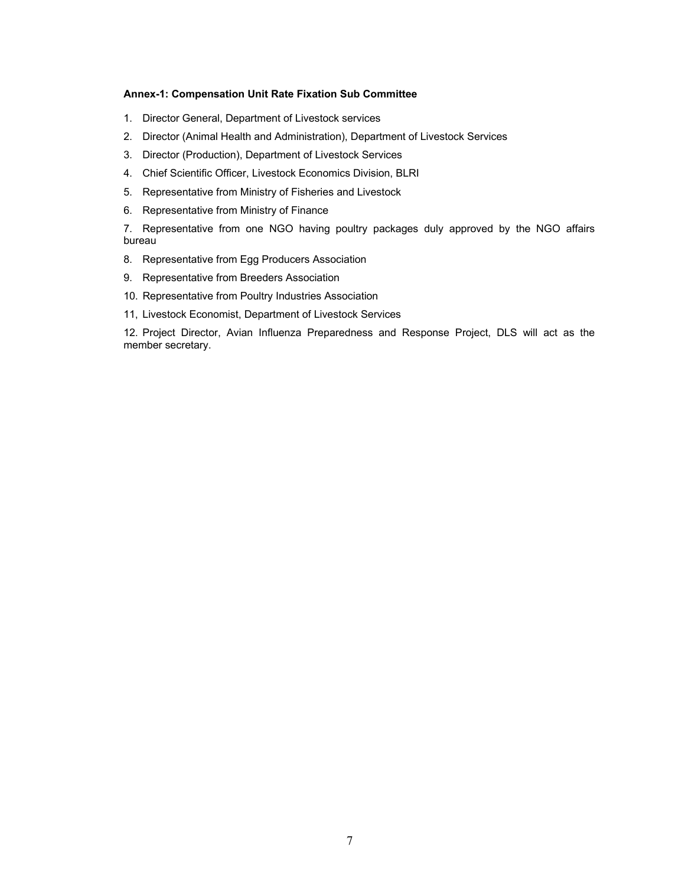**Annex-1: Compensation Unit Rate Fixation Sub Committee**

1. Director General, Department of Livestock services
2. Director (Animal Health and Administration), Department of Livestock Services
3. Director (Production), Department of Livestock Services
4. Chief Scientific Officer, Livestock Economics Division, BLRI
5. Representative from Ministry of Fisheries and Livestock
6. Representative from Ministry of Finance
7. Representative from one NGO having poultry packages duly approved by the NGO affairs bureau
8. Representative from Egg Producers Association
9. Representative from Breeders Association
10. Representative from Poultry Industries Association

11, Livestock Economist, Department of Livestock Services

12. Project Director, Avian Influenza Preparedness and Response Project, DLS will act as the member secretary.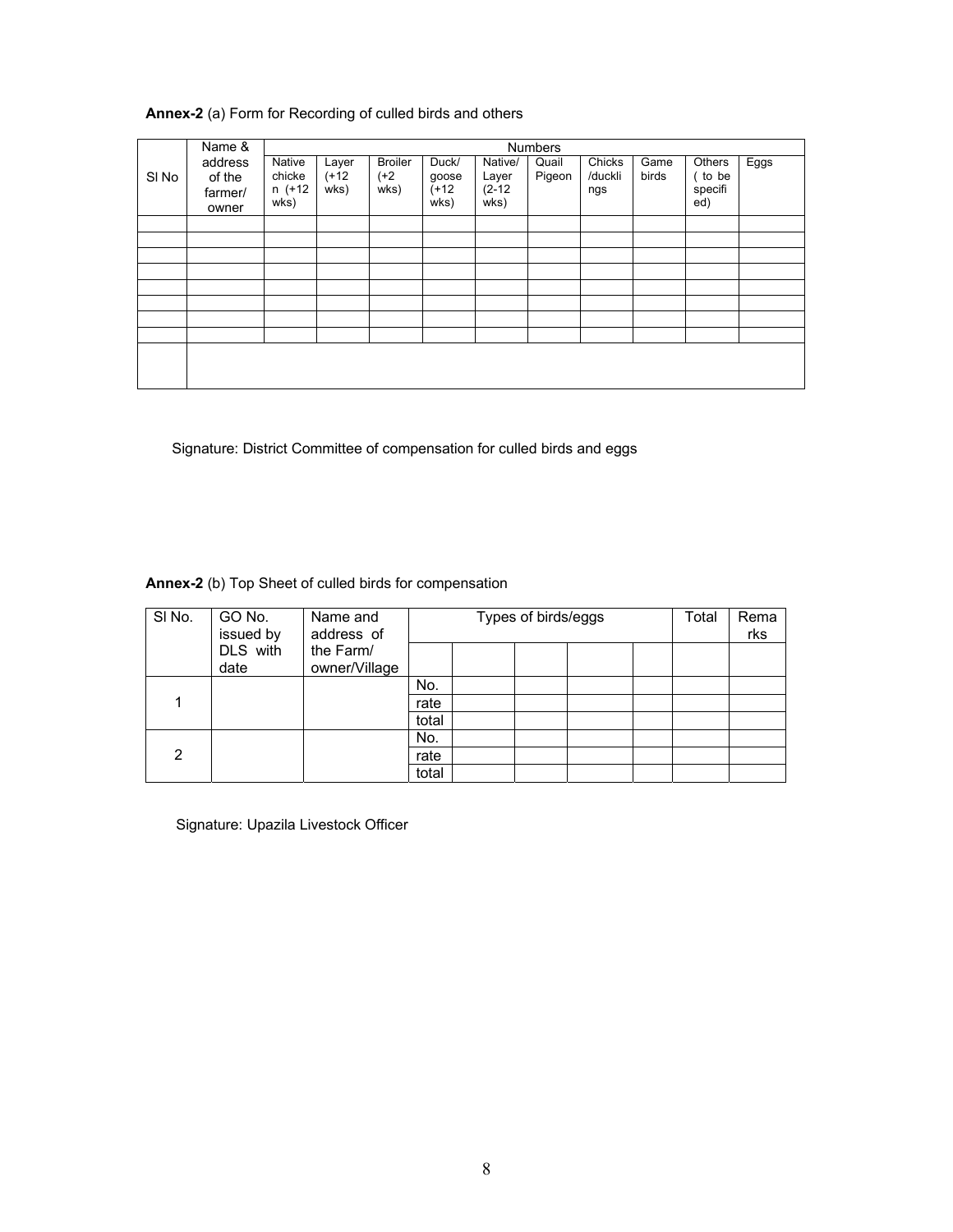**Annex-2** (a) Form for Recording of culled birds and others

| Sl No | Name & address of the farmer/ owner | Numbers | | | | | | | | | |
|---|---|---|---|---|---|---|---|---|---|---|---|
| | | Native chicken (+12 wks) | Layer (+12 wks) | Broiler (+2 wks) | Duck/ goose (+12 wks) | Native/ Layer (2-12 wks) | Quail Pigeon | Chicks /ducklings | Game birds | Others ( to be specified) | Eggs |
| | | | | | | | | | | | |
| | | | | | | | | | | | |
| | | | | | | | | | | | |
| | | | | | | | | | | | |
| | | | | | | | | | | | |
| | | | | | | | | | | | |
| | | | | | | | | | | | |
| | | | | | | | | | | | |
| | | | | | | | | | | | |

Signature: District Committee of compensation for culled birds and eggs

**Annex-2** (b) Top Sheet of culled birds for compensation

| Sl No. | GO No. issued by DLS with date | Name and address of the Farm/ owner/Village | Types of birds/eggs | | | | | | Total | Remarks |
|---|---|---|---|---|---|---|---|---|---|---|
| | | | | | | | | | | |
| 1 | | | No. | | | | | | | |
| | | | rate | | | | | | | |
| | | | total | | | | | | | |
| 2 | | | No. | | | | | | | |
| | | | rate | | | | | | | |
| | | | total | | | | | | | |

Signature: Upazila Livestock Officer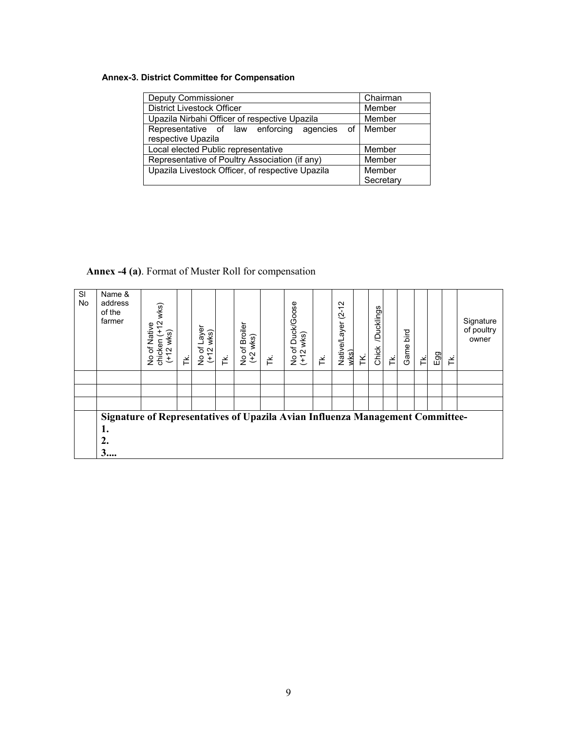**Annex-3. District Committee for Compensation**

| | |
|---|---|
| Deputy Commissioner | Chairman |
| District Livestock Officer | Member |
| Upazila Nirbahi Officer of respective Upazila | Member |
| Representative of law enforcing agencies of respective Upazila | Member |
| Local elected Public representative | Member |
| Representative of Poultry Association (if any) | Member |
| Upazila Livestock Officer, of respective Upazila | Member Secretary |

**Annex -4 (a)**. Format of Muster Roll for compensation

| Sl No | Name & address of the farmer | No of Native chicken (+12 wks) (+12 wks) | Tk. | No of Layer (+12 wks) | Tk. | No of Broiler (+2 wks) | Tk. | No of Duck/Goose (+12 wks) | Tk. | Native/Layer (2-12 wks) | TK. | Chick /Ducklings | Tk. | Game bird | Tk. | Egg | Tk. | Signature of poultry owner |
|---|---|---|---|---|---|---|---|---|---|---|---|---|---|---|---|---|---|---|
| | | | | | | | | | | | | | | | | | | |
| | | | | | | | | | | | | | | | | | | |
| | | | | | | | | | | | | | | | | | | |
| | **Signature of Representatives of Upazila Avian Influenza Management Committee-** **1.** **2.** **3....** | | | | | | | | | | | | | | | | | |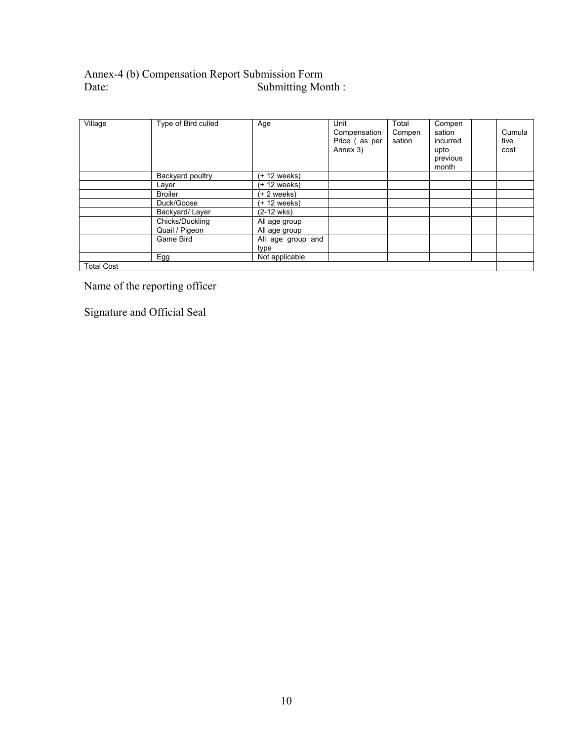Annex-4 (b) Compensation Report Submission Form

Date: Submitting Month :

| Village | Type of Bird culled | Age | Unit Compensation Price ( as per Annex 3) | Total Compensation | Compensation incurred upto previous month | | Cumulative cost |
|---|---|---|---|---|---|---|---|
| | Backyard poultry | (+ 12 weeks) | | | | | |
| | Layer | (+ 12 weeks) | | | | | |
| | Broiler | (+ 2 weeks) | | | | | |
| | Duck/Goose | (+ 12 weeks) | | | | | |
| | Backyard/ Layer | (2-12 wks) | | | | | |
| | Chicks/Duckling | All age group | | | | | |
| | Quail / Pigeon | All age group | | | | | |
| | Game Bird | All age group and type | | | | | |
| | Egg | Not applicable | | | | | |
| Total Cost | | | | | | | |

Name of the reporting officer

Signature and Official Seal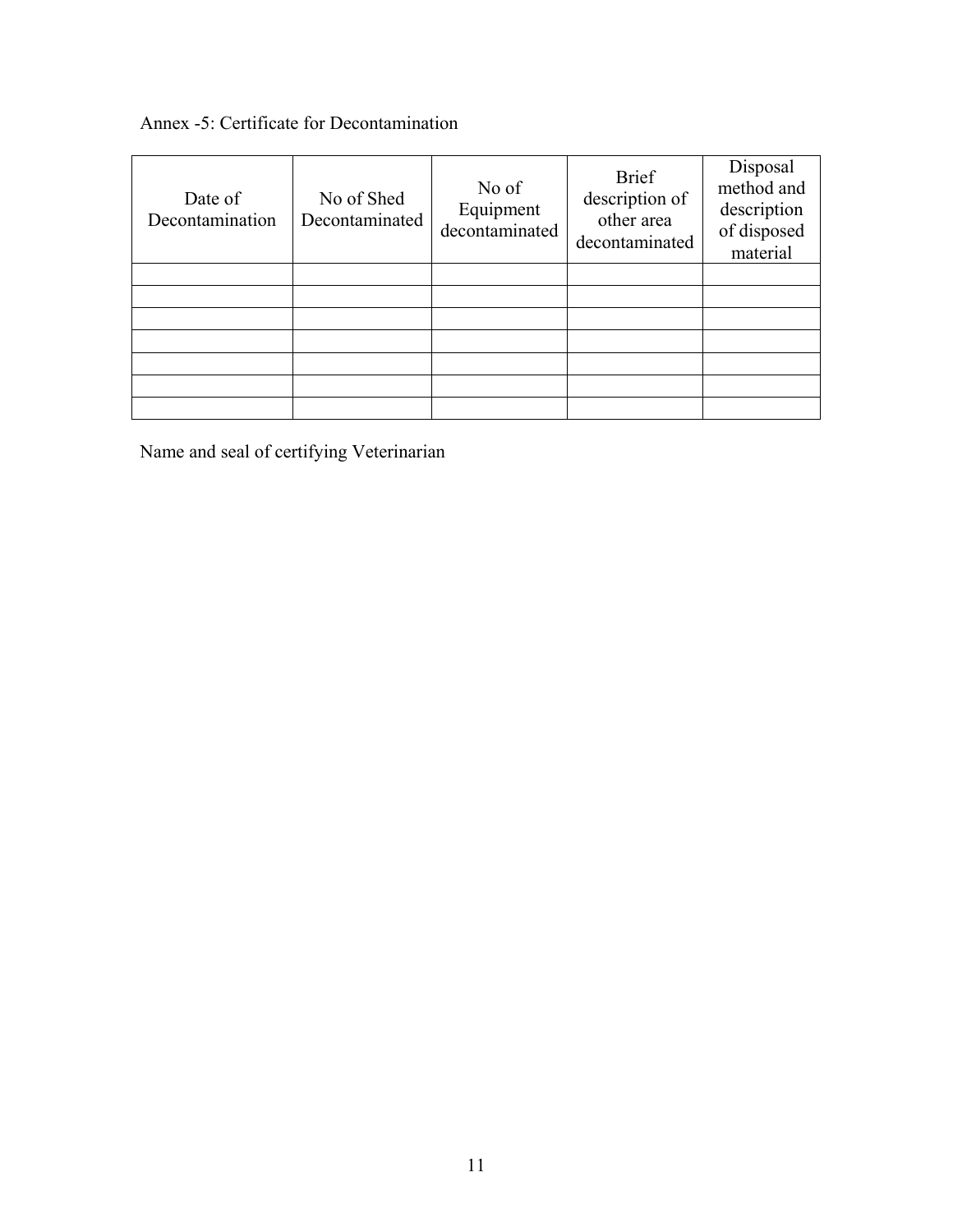Annex -5: Certificate for Decontamination

| Date of Decontamination | No of Shed Decontaminated | No of Equipment decontaminated | Brief description of other area decontaminated | Disposal method and description of disposed material |
|---|---|---|---|---|
| | | | | |
| | | | | |
| | | | | |
| | | | | |
| | | | | |
| | | | | |
| | | | | |

Name and seal of certifying Veterinarian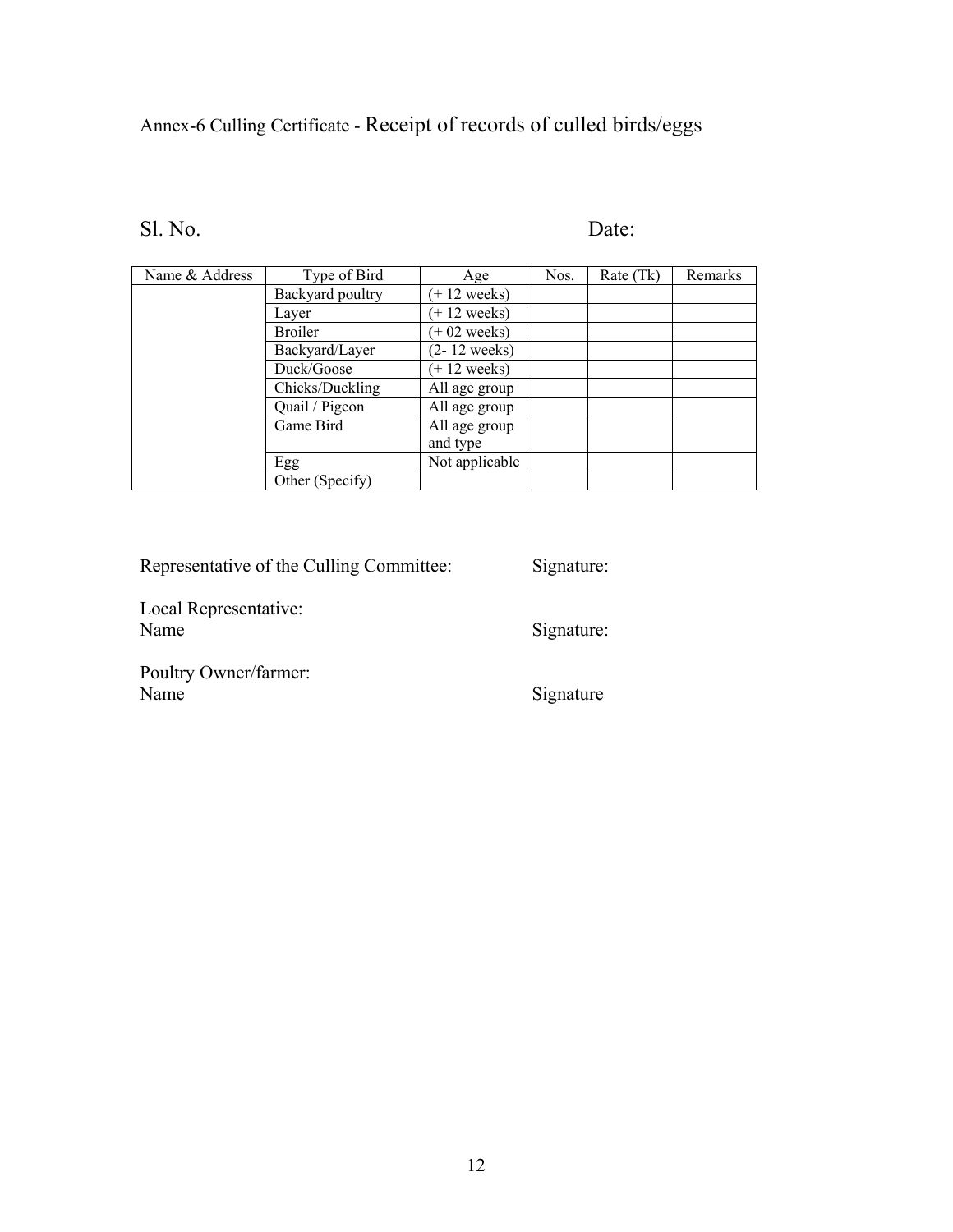Annex-6 Culling Certificate - Receipt of records of culled birds/eggs

Sl. No. Date:

| Name & Address | Type of Bird | Age | Nos. | Rate (Tk) | Remarks |
|---|---|---|---|---|---|
| | Backyard poultry | (+ 12 weeks) | | | |
| | Layer | (+ 12 weeks) | | | |
| | Broiler | (+ 02 weeks) | | | |
| | Backyard/Layer | (2- 12 weeks) | | | |
| | Duck/Goose | (+ 12 weeks) | | | |
| | Chicks/Duckling | All age group | | | |
| | Quail / Pigeon | All age group | | | |
| | Game Bird | All age group and type | | | |
| | Egg | Not applicable | | | |
| | Other (Specify) | | | | |

Representative of the Culling Committee: Signature:

Local Representative:
Name Signature:

Poultry Owner/farmer:
Name Signature